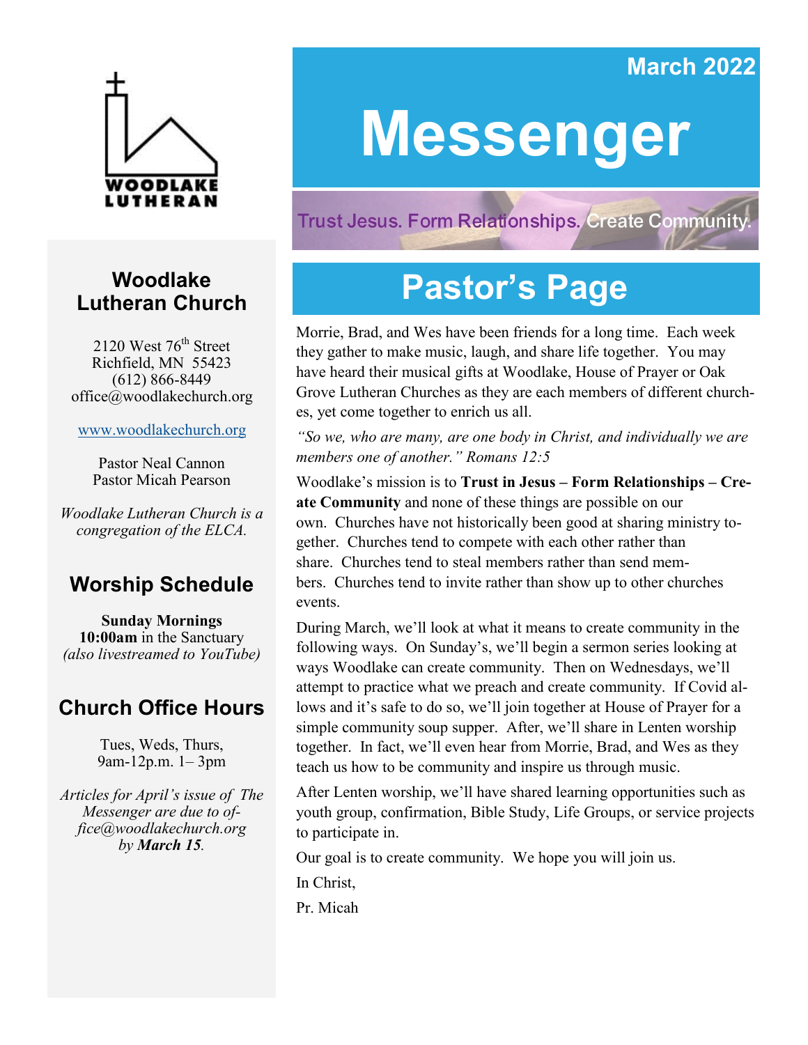WOODLAKE LUTHERAN

March 2022

# Messenger

Trust Jesus. Form Relationships. Create Community.

## Woodlake Lutheran Church

2120 West 76th Street
Richfield, MN 55423
(612) 866-8449
office@woodlakechurch.org

www.woodlakechurch.org

Pastor Neal Cannon
Pastor Micah Pearson

*Woodlake Lutheran Church is a congregation of the ELCA.*

## Worship Schedule

**Sunday Mornings**
**10:00am** in the Sanctuary
*(also livestreamed to YouTube)*

## Church Office Hours

Tues, Weds, Thurs,
9am-12p.m. 1– 3pm

*Articles for April's issue of The Messenger are due to office@woodlakechurch.org by **March 15**.*

# Pastor's Page

Morrie, Brad, and Wes have been friends for a long time. Each week they gather to make music, laugh, and share life together. You may have heard their musical gifts at Woodlake, House of Prayer or Oak Grove Lutheran Churches as they are each members of different churches, yet come together to enrich us all.

*"So we, who are many, are one body in Christ, and individually we are members one of another." Romans 12:5*

Woodlake's mission is to **Trust in Jesus – Form Relationships – Create Community** and none of these things are possible on our own. Churches have not historically been good at sharing ministry together. Churches tend to compete with each other rather than share. Churches tend to steal members rather than send members. Churches tend to invite rather than show up to other churches events.

During March, we'll look at what it means to create community in the following ways. On Sunday's, we'll begin a sermon series looking at ways Woodlake can create community. Then on Wednesdays, we'll attempt to practice what we preach and create community. If Covid allows and it's safe to do so, we'll join together at House of Prayer for a simple community soup supper. After, we'll share in Lenten worship together. In fact, we'll even hear from Morrie, Brad, and Wes as they teach us how to be community and inspire us through music.

After Lenten worship, we'll have shared learning opportunities such as youth group, confirmation, Bible Study, Life Groups, or service projects to participate in.

Our goal is to create community. We hope you will join us.

In Christ,

Pr. Micah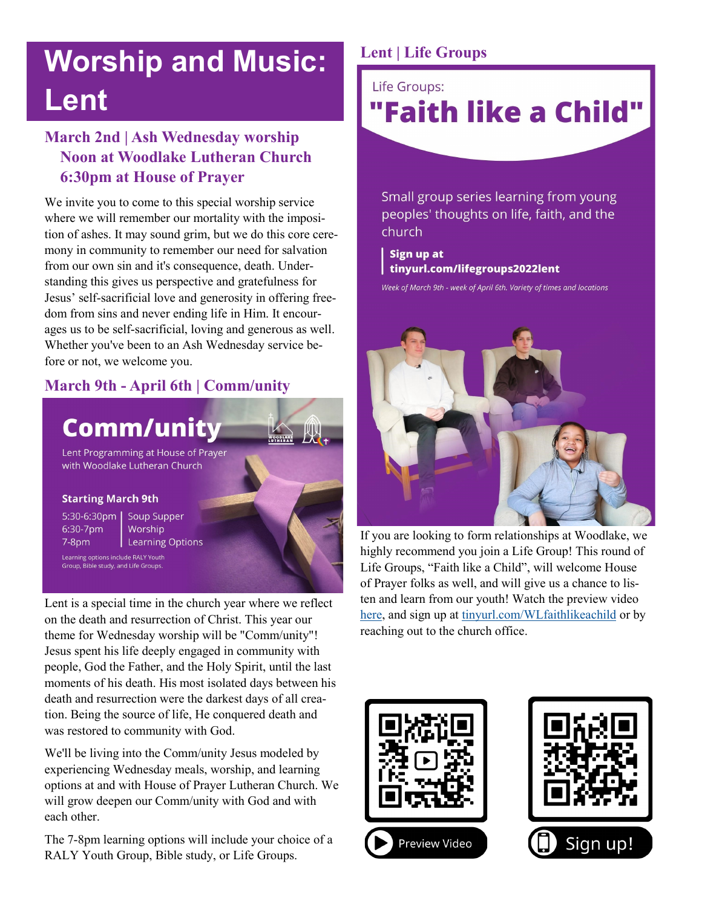# Worship and Music: Lent

### March 2nd | Ash Wednesday worship
### Noon at Woodlake Lutheran Church
### 6:30pm at House of Prayer

We invite you to come to this special worship service where we will remember our mortality with the imposition of ashes. It may sound grim, but we do this core ceremony in community to remember our need for salvation from our own sin and it's consequence, death. Understanding this gives us perspective and gratefulness for Jesus' self-sacrificial love and generosity in offering freedom from sins and never ending life in Him. It encourages us to be self-sacrificial, loving and generous as well. Whether you've been to an Ash Wednesday service before or not, we welcome you.

### March 9th - April 6th | Comm/unity

**Comm/unity**

Lent Programming at House of Prayer with Woodlake Lutheran Church

**Starting March 9th**

| | |
|---|---|
| 5:30-6:30pm | Soup Supper |
| 6:30-7pm | Worship |
| 7-8pm | Learning Options |

Learning options include RALY Youth Group, Bible study, and Life Groups.

Lent is a special time in the church year where we reflect on the death and resurrection of Christ. This year our theme for Wednesday worship will be "Comm/unity"! Jesus spent his life deeply engaged in community with people, God the Father, and the Holy Spirit, until the last moments of his death. His most isolated days between his death and resurrection were the darkest days of all creation. Being the source of life, He conquered death and was restored to community with God.

We'll be living into the Comm/unity Jesus modeled by experiencing Wednesday meals, worship, and learning options at and with House of Prayer Lutheran Church. We will grow deepen our Comm/unity with God and with each other.

The 7-8pm learning options will include your choice of a RALY Youth Group, Bible study, or Life Groups.

### Lent | Life Groups

Life Groups:

**"Faith like a Child"**

Small group series learning from young peoples' thoughts on life, faith, and the church

**Sign up at tinyurl.com/lifegroups2022lent**

*Week of March 9th - week of April 6th. Variety of times and locations*

If you are looking to form relationships at Woodlake, we highly recommend you join a Life Group! This round of Life Groups, "Faith like a Child", will welcome House of Prayer folks as well, and will give us a chance to listen and learn from our youth! Watch the preview video here, and sign up at tinyurl.com/WLfaithlikeachild or by reaching out to the church office.

Preview Video

Sign up!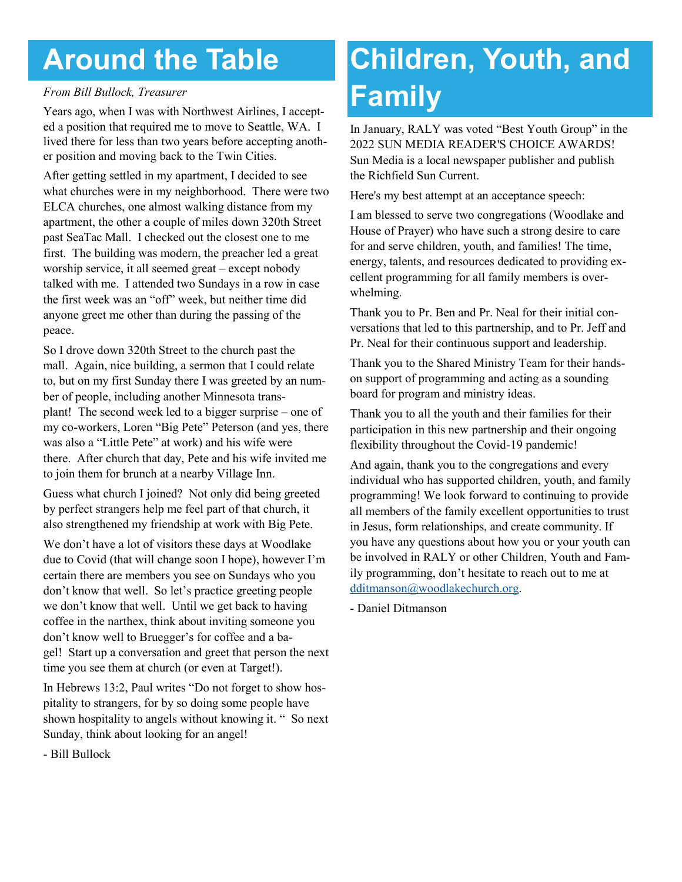# Around the Table

*From Bill Bullock, Treasurer*

Years ago, when I was with Northwest Airlines, I accepted a position that required me to move to Seattle, WA. I lived there for less than two years before accepting another position and moving back to the Twin Cities.

After getting settled in my apartment, I decided to see what churches were in my neighborhood. There were two ELCA churches, one almost walking distance from my apartment, the other a couple of miles down 320th Street past SeaTac Mall. I checked out the closest one to me first. The building was modern, the preacher led a great worship service, it all seemed great – except nobody talked with me. I attended two Sundays in a row in case the first week was an "off" week, but neither time did anyone greet me other than during the passing of the peace.

So I drove down 320th Street to the church past the mall. Again, nice building, a sermon that I could relate to, but on my first Sunday there I was greeted by an number of people, including another Minnesota transplant! The second week led to a bigger surprise – one of my co-workers, Loren "Big Pete" Peterson (and yes, there was also a "Little Pete" at work) and his wife were there. After church that day, Pete and his wife invited me to join them for brunch at a nearby Village Inn.

Guess what church I joined? Not only did being greeted by perfect strangers help me feel part of that church, it also strengthened my friendship at work with Big Pete.

We don't have a lot of visitors these days at Woodlake due to Covid (that will change soon I hope), however I'm certain there are members you see on Sundays who you don't know that well. So let's practice greeting people we don't know that well. Until we get back to having coffee in the narthex, think about inviting someone you don't know well to Bruegger's for coffee and a bagel! Start up a conversation and greet that person the next time you see them at church (or even at Target!).

In Hebrews 13:2, Paul writes "Do not forget to show hospitality to strangers, for by so doing some people have shown hospitality to angels without knowing it. " So next Sunday, think about looking for an angel!

- Bill Bullock

# Children, Youth, and Family

In January, RALY was voted "Best Youth Group" in the 2022 SUN MEDIA READER'S CHOICE AWARDS! Sun Media is a local newspaper publisher and publish the Richfield Sun Current.

Here's my best attempt at an acceptance speech:

I am blessed to serve two congregations (Woodlake and House of Prayer) who have such a strong desire to care for and serve children, youth, and families! The time, energy, talents, and resources dedicated to providing excellent programming for all family members is overwhelming.

Thank you to Pr. Ben and Pr. Neal for their initial conversations that led to this partnership, and to Pr. Jeff and Pr. Neal for their continuous support and leadership.

Thank you to the Shared Ministry Team for their hands-on support of programming and acting as a sounding board for program and ministry ideas.

Thank you to all the youth and their families for their participation in this new partnership and their ongoing flexibility throughout the Covid-19 pandemic!

And again, thank you to the congregations and every individual who has supported children, youth, and family programming! We look forward to continuing to provide all members of the family excellent opportunities to trust in Jesus, form relationships, and create community. If you have any questions about how you or your youth can be involved in RALY or other Children, Youth and Family programming, don't hesitate to reach out to me at dditmanson@woodlakechurch.org.

- Daniel Ditmanson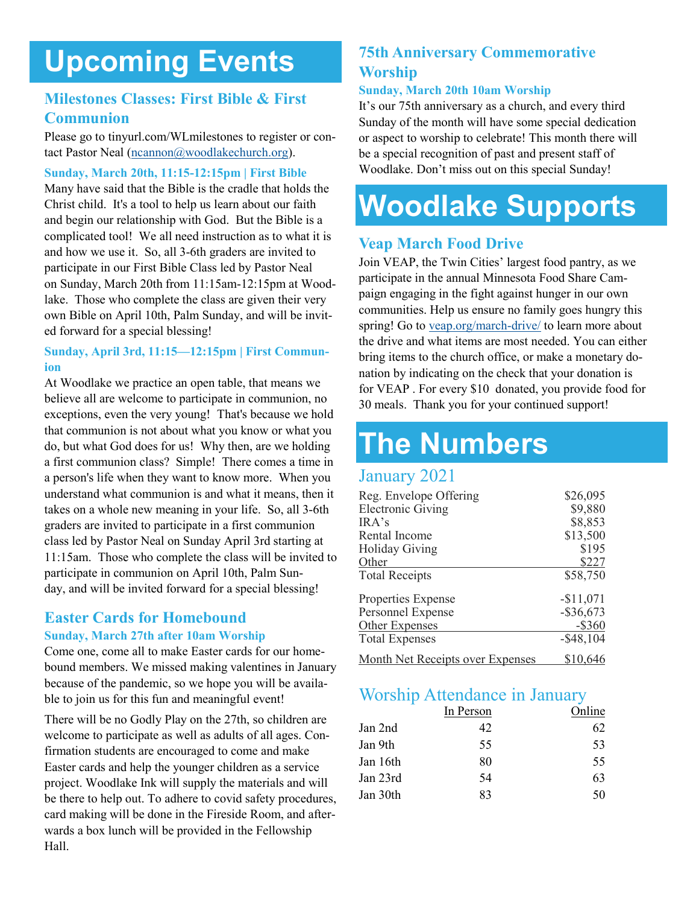# Upcoming Events

## Milestones Classes: First Bible & First Communion

Please go to tinyurl.com/WLmilestones to register or contact Pastor Neal (ncannon@woodlakechurch.org).

### Sunday, March 20th, 11:15-12:15pm | First Bible

Many have said that the Bible is the cradle that holds the Christ child. It's a tool to help us learn about our faith and begin our relationship with God. But the Bible is a complicated tool! We all need instruction as to what it is and how we use it. So, all 3-6th graders are invited to participate in our First Bible Class led by Pastor Neal on Sunday, March 20th from 11:15am-12:15pm at Woodlake. Those who complete the class are given their very own Bible on April 10th, Palm Sunday, and will be invited forward for a special blessing!

### Sunday, April 3rd, 11:15—12:15pm | First Communion

At Woodlake we practice an open table, that means we believe all are welcome to participate in communion, no exceptions, even the very young! That's because we hold that communion is not about what you know or what you do, but what God does for us! Why then, are we holding a first communion class? Simple! There comes a time in a person's life when they want to know more. When you understand what communion is and what it means, then it takes on a whole new meaning in your life. So, all 3-6th graders are invited to participate in a first communion class led by Pastor Neal on Sunday April 3rd starting at 11:15am. Those who complete the class will be invited to participate in communion on April 10th, Palm Sunday, and will be invited forward for a special blessing!

## Easter Cards for Homebound

### Sunday, March 27th after 10am Worship

Come one, come all to make Easter cards for our homebound members. We missed making valentines in January because of the pandemic, so we hope you will be available to join us for this fun and meaningful event!

There will be no Godly Play on the 27th, so children are welcome to participate as well as adults of all ages. Confirmation students are encouraged to come and make Easter cards and help the younger children as a service project. Woodlake Ink will supply the materials and will be there to help out. To adhere to covid safety procedures, card making will be done in the Fireside Room, and afterwards a box lunch will be provided in the Fellowship Hall.

## 75th Anniversary Commemorative Worship

### Sunday, March 20th 10am Worship

It's our 75th anniversary as a church, and every third Sunday of the month will have some special dedication or aspect to worship to celebrate! This month there will be a special recognition of past and present staff of Woodlake. Don't miss out on this special Sunday!

# Woodlake Supports

## Veap March Food Drive

Join VEAP, the Twin Cities' largest food pantry, as we participate in the annual Minnesota Food Share Campaign engaging in the fight against hunger in our own communities. Help us ensure no family goes hungry this spring! Go to veap.org/march-drive/ to learn more about the drive and what items are most needed. You can either bring items to the church office, or make a monetary donation by indicating on the check that your donation is for VEAP . For every $10 donated, you provide food for 30 meals. Thank you for your continued support!

# The Numbers

## January 2021

| | |
|---|---|
| Reg. Envelope Offering | $26,095 |
| Electronic Giving | $9,880 |
| IRA's | $8,853 |
| Rental Income | $13,500 |
| Holiday Giving | $195 |
| Other | $227 |
| Total Receipts | $58,750 |
| Properties Expense | -$11,071 |
| Personnel Expense | -$36,673 |
| Other Expenses | -$360 |
| Total Expenses | -$48,104 |
| Month Net Receipts over Expenses | $10,646 |

## Worship Attendance in January

| | In Person | Online |
|---|---|---|
| Jan 2nd | 42 | 62 |
| Jan 9th | 55 | 53 |
| Jan 16th | 80 | 55 |
| Jan 23rd | 54 | 63 |
| Jan 30th | 83 | 50 |